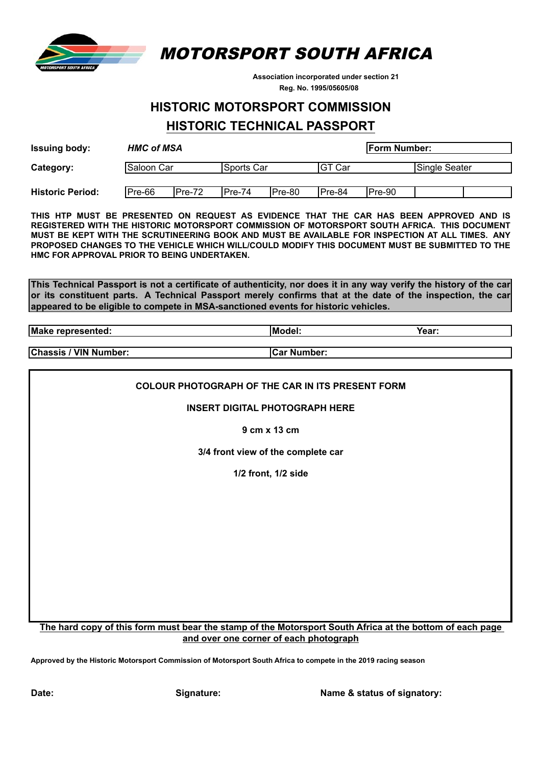# MOTORSPORT SOUTH AFRICA

**Association incorporated under section 21**
**Reg. No. 1995/05605/08**

## HISTORIC MOTORSPORT COMMISSION

## HISTORIC TECHNICAL PASSPORT

| **Issuing body:** | ***HMC of MSA*** | | | | | **Form Number:** | |
|---|---|---|---|---|---|---|---|
| **Category:** | Saloon Car | | Sports Car | | GT Car | | Single Seater |
| **Historic Period:** | Pre-66 | Pre-72 | Pre-74 | Pre-80 | Pre-84 | Pre-90 | |

**THIS HTP MUST BE PRESENTED ON REQUEST AS EVIDENCE THAT THE CAR HAS BEEN APPROVED AND IS REGISTERED WITH THE HISTORIC MOTORSPORT COMMISSION OF MOTORSPORT SOUTH AFRICA. THIS DOCUMENT MUST BE KEPT WITH THE SCRUTINEERING BOOK AND MUST BE AVAILABLE FOR INSPECTION AT ALL TIMES. ANY PROPOSED CHANGES TO THE VEHICLE WHICH WILL/COULD MODIFY THIS DOCUMENT MUST BE SUBMITTED TO THE HMC FOR APPROVAL PRIOR TO BEING UNDERTAKEN.**

**This Technical Passport is not a certificate of authenticity, nor does it in any way verify the history of the car or its constituent parts. A Technical Passport merely confirms that at the date of the inspection, the car appeared to be eligible to compete in MSA-sanctioned events for historic vehicles.**

| **Make represented:** | **Model:** | **Year:** |
|---|---|---|
| **Chassis / VIN Number:** | **Car Number:** | |

**COLOUR PHOTOGRAPH OF THE CAR IN ITS PRESENT FORM**

**INSERT DIGITAL PHOTOGRAPH HERE**

**9 cm x 13 cm**

**3/4 front view of the complete car**

**1/2 front, 1/2 side**

**The hard copy of this form must bear the stamp of the Motorsport South Africa at the bottom of each page and over one corner of each photograph**

**Approved by the Historic Motorsport Commission of Motorsport South Africa to compete in the 2019 racing season**

**Date:** **Signature:** **Name & status of signatory:**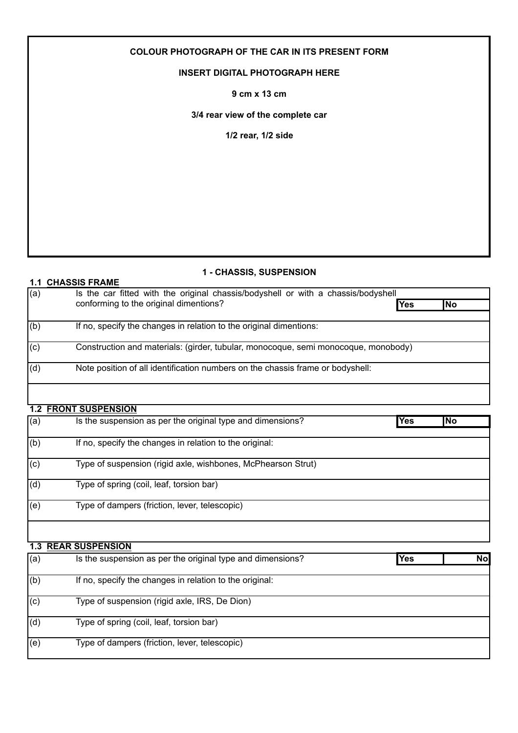**COLOUR PHOTOGRAPH OF THE CAR IN ITS PRESENT FORM**

**INSERT DIGITAL PHOTOGRAPH HERE**

**9 cm x 13 cm**

**3/4 rear view of the complete car**

**1/2 rear, 1/2 side**

## 1 - CHASSIS, SUSPENSION

### 1.1 CHASSIS FRAME

| | | | |
|---|---|---|---|
| (a) | Is the car fitted with the original chassis/bodyshell or with a chassis/bodyshell conforming to the original dimentions? | Yes | No |
| (b) | If no, specify the changes in relation to the original dimentions: | | |
| (c) | Construction and materials: (girder, tubular, monocoque, semi monocoque, monobody) | | |
| (d) | Note position of all identification numbers on the chassis frame or bodyshell: | | |
| | | | |

### 1.2 FRONT SUSPENSION

| | | | |
|---|---|---|---|
| (a) | Is the suspension as per the original type and dimensions? | Yes | No |
| (b) | If no, specify the changes in relation to the original: | | |
| (c) | Type of suspension (rigid axle, wishbones, McPhearson Strut) | | |
| (d) | Type of spring (coil, leaf, torsion bar) | | |
| (e) | Type of dampers (friction, lever, telescopic) | | |
| | | | |

### 1.3 REAR SUSPENSION

| | | | |
|---|---|---|---|
| (a) | Is the suspension as per the original type and dimensions? | Yes | No |
| (b) | If no, specify the changes in relation to the original: | | |
| (c) | Type of suspension (rigid axle, IRS, De Dion) | | |
| (d) | Type of spring (coil, leaf, torsion bar) | | |
| (e) | Type of dampers (friction, lever, telescopic) | | |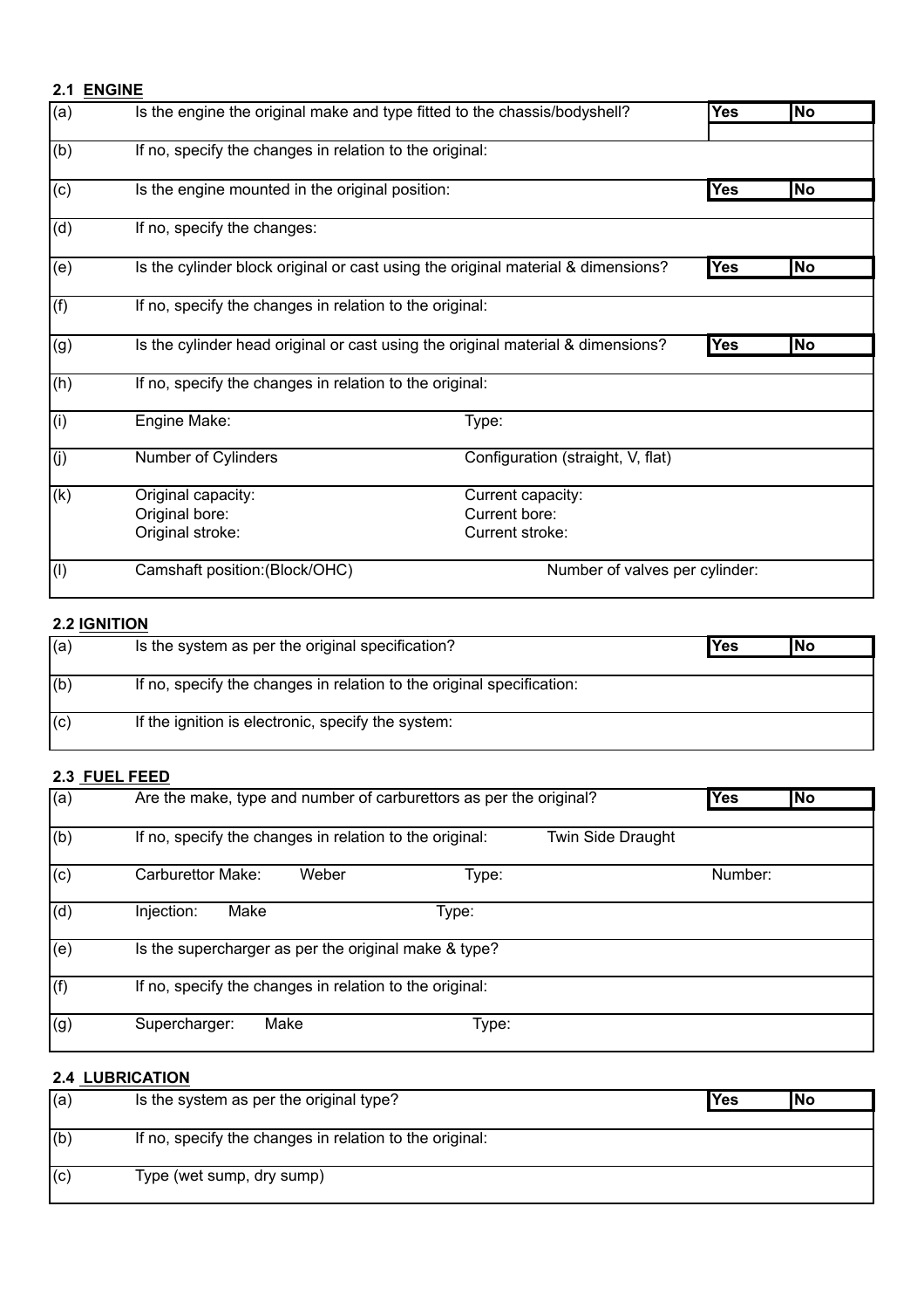**2.1 ENGINE**

| | | | |
|---|---|---|---|
| (a) | Is the engine the original make and type fitted to the chassis/bodyshell? | Yes | No |
| (b) | If no, specify the changes in relation to the original: | | |
| (c) | Is the engine mounted in the original position: | Yes | No |
| (d) | If no, specify the changes: | | |
| (e) | Is the cylinder block original or cast using the original material & dimensions? | Yes | No |
| (f) | If no, specify the changes in relation to the original: | | |
| (g) | Is the cylinder head original or cast using the original material & dimensions? | Yes | No |
| (h) | If no, specify the changes in relation to the original: | | |
| (i) | Engine Make: | Type: | |
| (j) | Number of Cylinders | Configuration (straight, V, flat) | |
| (k) | Original capacity:<br>Original bore:<br>Original stroke: | Current capacity:<br>Current bore:<br>Current stroke: | |
| (l) | Camshaft position:(Block/OHC) | Number of valves per cylinder: | |

**2.2 IGNITION**

| | | | |
|---|---|---|---|
| (a) | Is the system as per the original specification? | Yes | No |
| (b) | If no, specify the changes in relation to the original specification: | | |
| (c) | If the ignition is electronic, specify the system: | | |

**2.3 FUEL FEED**

| | | | | |
|---|---|---|---|---|
| (a) | Are the make, type and number of carburettors as per the original? | | Yes | No |
| (b) | If no, specify the changes in relation to the original: | Twin Side Draught | | |
| (c) | Carburettor Make: Weber | Type: | Number: | |
| (d) | Injection: Make | Type: | | |
| (e) | Is the supercharger as per the original make & type? | | | |
| (f) | If no, specify the changes in relation to the original: | | | |
| (g) | Supercharger: Make | Type: | | |

**2.4 LUBRICATION**

| | | | |
|---|---|---|---|
| (a) | Is the system as per the original type? | Yes | No |
| (b) | If no, specify the changes in relation to the original: | | |
| (c) | Type (wet sump, dry sump) | | |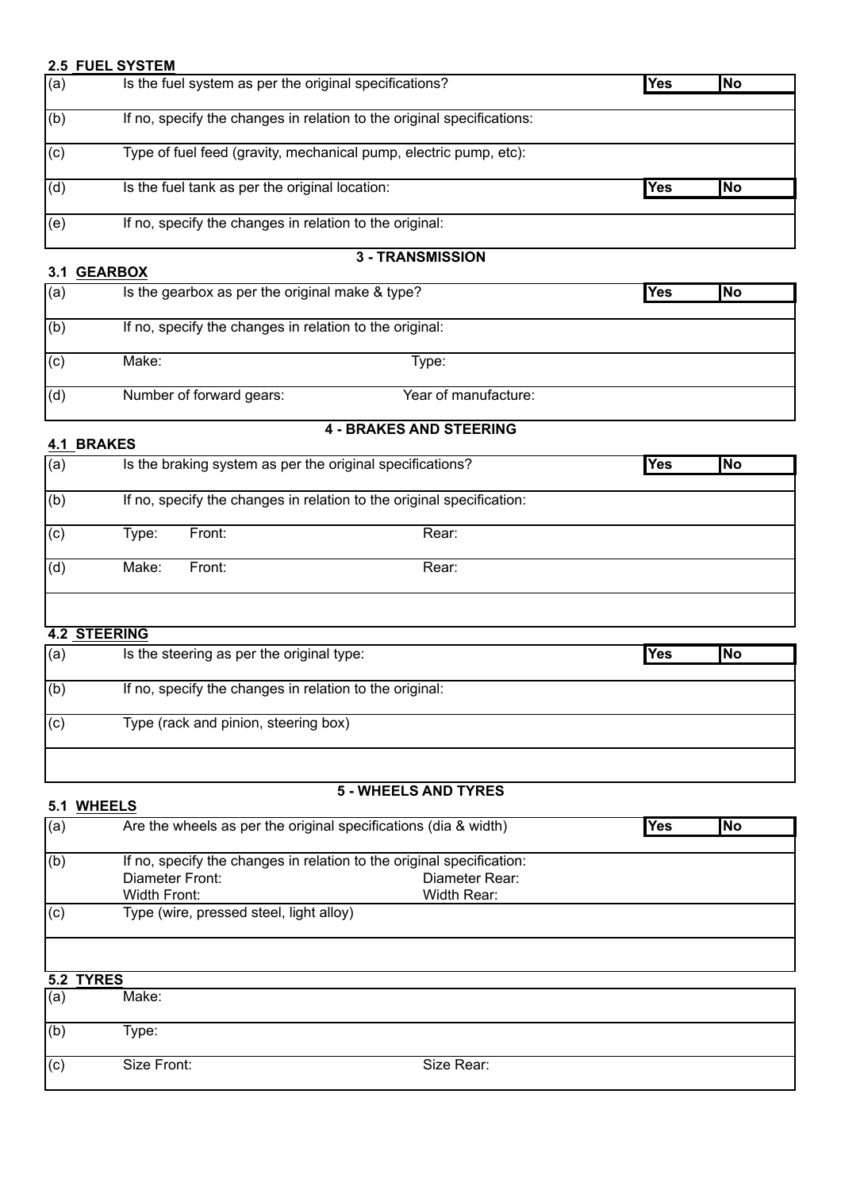### 2.5 FUEL SYSTEM

| | | | |
|---|---|---|---|
| (a) | Is the fuel system as per the original specifications? | Yes | No |
| (b) | If no, specify the changes in relation to the original specifications: | | |
| (c) | Type of fuel feed (gravity, mechanical pump, electric pump, etc): | | |
| (d) | Is the fuel tank as per the original location: | Yes | No |
| (e) | If no, specify the changes in relation to the original: | | |

## 3 - TRANSMISSION

### 3.1 GEARBOX

| | | | | |
|---|---|---|---|---|
| (a) | Is the gearbox as per the original make & type? | | Yes | No |
| (b) | If no, specify the changes in relation to the original: | | | |
| (c) | Make: | Type: | | |
| (d) | Number of forward gears: | Year of manufacture: | | |

## 4 - BRAKES AND STEERING

### 4.1 BRAKES

| | | | | |
|---|---|---|---|---|
| (a) | Is the braking system as per the original specifications? | | Yes | No |
| (b) | If no, specify the changes in relation to the original specification: | | | |
| (c) | Type: Front: | Rear: | | |
| (d) | Make: Front: | Rear: | | |
| | | | | |

### 4.2 STEERING

| | | | |
|---|---|---|---|
| (a) | Is the steering as per the original type: | Yes | No |
| (b) | If no, specify the changes in relation to the original: | | |
| (c) | Type (rack and pinion, steering box) | | |
| | | | |

## 5 - WHEELS AND TYRES

### 5.1 WHEELS

| | | | | |
|---|---|---|---|---|
| (a) | Are the wheels as per the original specifications (dia & width) | | Yes | No |
| (b) | If no, specify the changes in relation to the original specification:<br>Diameter Front:<br>Width Front: | <br>Diameter Rear:<br>Width Rear: | | |
| (c) | Type (wire, pressed steel, light alloy) | | | |
| | | | | |

### 5.2 TYRES

| | | |
|---|---|---|
| (a) | Make: | |
| (b) | Type: | |
| (c) | Size Front: | Size Rear: |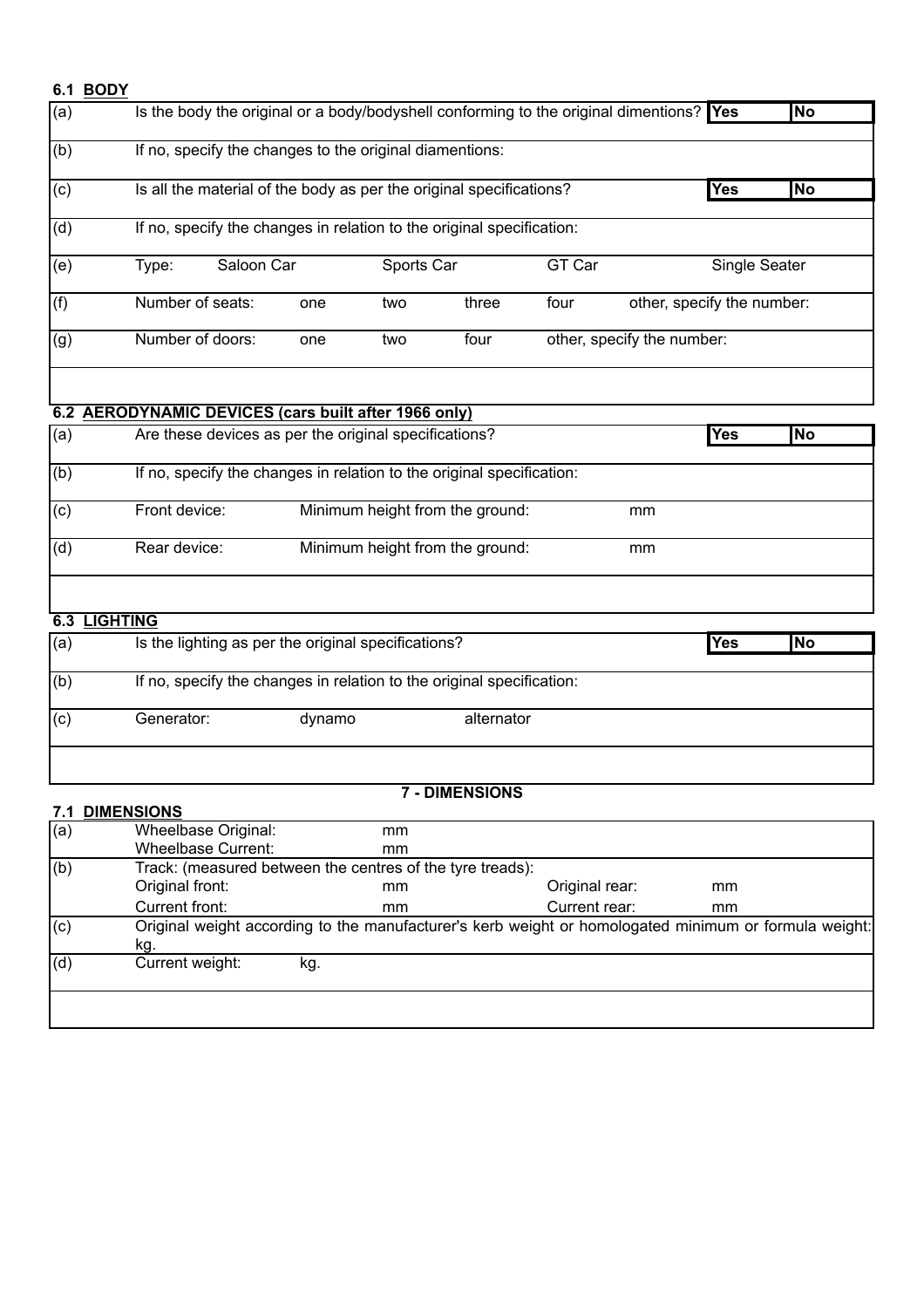### 6.1 BODY

| | | | | | | |
|---|---|---|---|---|---|---|
| (a) | Is the body the original or a body/bodyshell conforming to the original dimentions? | | | | Yes | No |
| (b) | If no, specify the changes to the original diamentions: | | | | | |
| (c) | Is all the material of the body as per the original specifications? | | | | Yes | No |
| (d) | If no, specify the changes in relation to the original specification: | | | | | |
| (e) | Type: | Saloon Car | Sports Car | GT Car | Single Seater | |
| (f) | Number of seats: | one | two | three | four | other, specify the number: |
| (g) | Number of doors: | one | two | four | other, specify the number: | |
| | | | | | | |

### 6.2 AERODYNAMIC DEVICES (cars built after 1966 only)

| | | | | | |
|---|---|---|---|---|---|
| (a) | Are these devices as per the original specifications? | | | Yes | No |
| (b) | If no, specify the changes in relation to the original specification: | | | | |
| (c) | Front device: | Minimum height from the ground: | mm | | |
| (d) | Rear device: | Minimum height from the ground: | mm | | |
| | | | | | |

### 6.3 LIGHTING

| | | | | | |
|---|---|---|---|---|---|
| (a) | Is the lighting as per the original specifications? | | | Yes | No |
| (b) | If no, specify the changes in relation to the original specification: | | | | |
| (c) | Generator: | dynamo | alternator | | |
| | | | | | |

## 7 - DIMENSIONS

### 7.1 DIMENSIONS

| | | | | |
|---|---|---|---|---|
| (a) | Wheelbase Original: | mm | | |
| | Wheelbase Current: | mm | | |
| (b) | Track: (measured between the centres of the tyre treads): | | | |
| | Original front: | mm | Original rear: | mm |
| | Current front: | mm | Current rear: | mm |
| (c) | Original weight according to the manufacturer's kerb weight or homologated minimum or formula weight: kg. | | | |
| (d) | Current weight: kg. | | | |
| | | | | |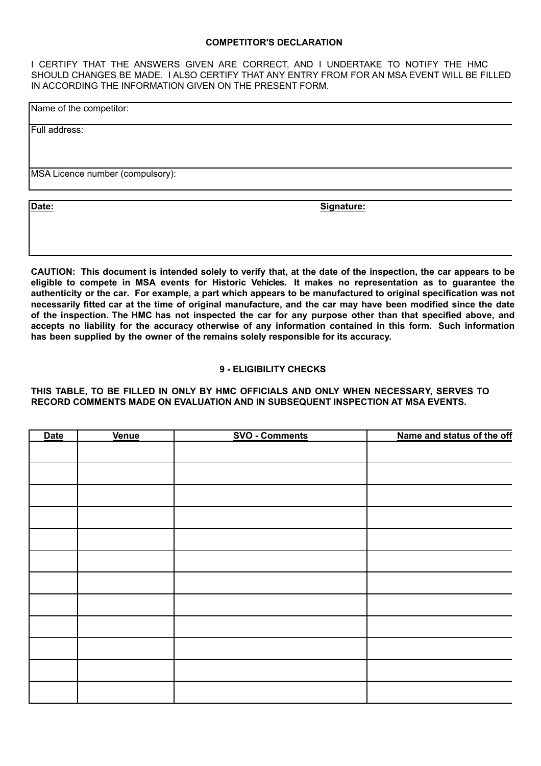**COMPETITOR'S DECLARATION**

I CERTIFY THAT THE ANSWERS GIVEN ARE CORRECT, AND I UNDERTAKE TO NOTIFY THE HMC SHOULD CHANGES BE MADE. I ALSO CERTIFY THAT ANY ENTRY FROM FOR AN MSA EVENT WILL BE FILLED IN ACCORDING THE INFORMATION GIVEN ON THE PRESENT FORM.

Name of the competitor:

Full address:

MSA Licence number (compulsory):

**Date:** **Signature:**

**CAUTION: This document is intended solely to verify that, at the date of the inspection, the car appears to be eligible to compete in MSA events for Historic Vehicles. It makes no representation as to guarantee the authenticity or the car. For example, a part which appears to be manufactured to original specification was not necessarily fitted car at the time of original manufacture, and the car may have been modified since the date of the inspection. The HMC has not inspected the car for any purpose other than that specified above, and accepts no liability for the accuracy otherwise of any information contained in this form. Such information has been supplied by the owner of the remains solely responsible for its accuracy.**

**9 - ELIGIBILITY CHECKS**

**THIS TABLE, TO BE FILLED IN ONLY BY HMC OFFICIALS AND ONLY WHEN NECESSARY, SERVES TO RECORD COMMENTS MADE ON EVALUATION AND IN SUBSEQUENT INSPECTION AT MSA EVENTS.**

| Date | Venue | SVO - Comments | Name and status of the off |
|---|---|---|---|
| | | | |
| | | | |
| | | | |
| | | | |
| | | | |
| | | | |
| | | | |
| | | | |
| | | | |
| | | | |
| | | | |
| | | | |